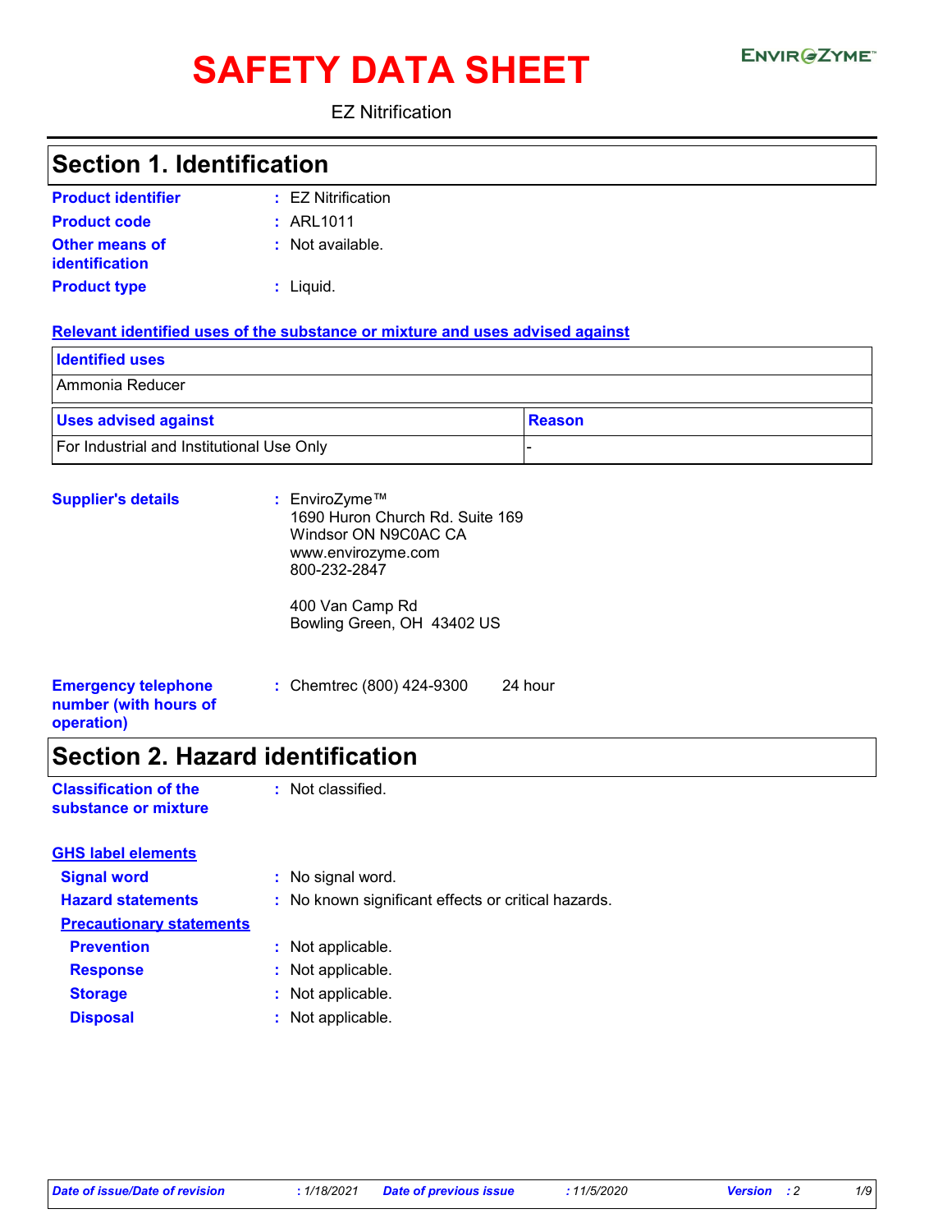# SAFETY DATA SHEET

EZ Nitrification

## Section 1. Identification

**Product identifier** : EZ Nitrification

**Product code** : ARL1011

**Other means of identification** : Not available.

**Product type** : Liquid.

### Relevant identified uses of the substance or mixture and uses advised against

| Identified uses |
| --- |
| Ammonia Reducer |

| Uses advised against | Reason |
| --- | --- |
| For Industrial and Institutional Use Only | - |

**Supplier's details** : EnviroZyme™
1690 Huron Church Rd. Suite 169
Windsor ON N9C0AC CA
www.envirozyme.com
800-232-2847

400 Van Camp Rd
Bowling Green, OH 43402 US

**Emergency telephone number (with hours of operation)** : Chemtrec (800) 424-9300 24 hour

## Section 2. Hazard identification

**Classification of the substance or mixture** : Not classified.

### GHS label elements

**Signal word** : No signal word.

**Hazard statements** : No known significant effects or critical hazards.

**Precautionary statements**

**Prevention** : Not applicable.

**Response** : Not applicable.

**Storage** : Not applicable.

**Disposal** : Not applicable.

*Date of issue/Date of revision : 1/18/2021 Date of previous issue : 11/5/2020 Version : 2*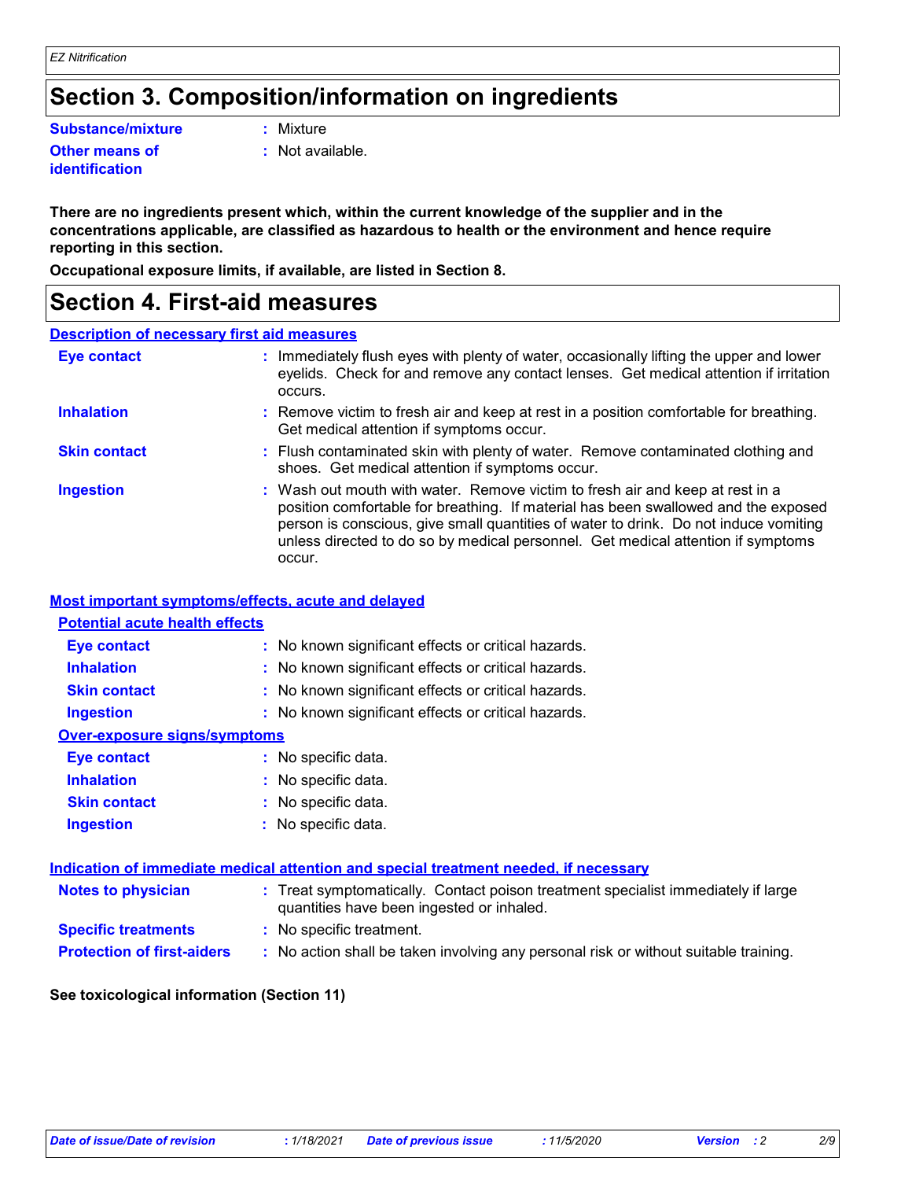# Section 3. Composition/information on ingredients

**Substance/mixture** : Mixture

**Other means of identification** : Not available.

**There are no ingredients present which, within the current knowledge of the supplier and in the concentrations applicable, are classified as hazardous to health or the environment and hence require reporting in this section.**

**Occupational exposure limits, if available, are listed in Section 8.**

# Section 4. First-aid measures

## Description of necessary first aid measures

**Eye contact** : Immediately flush eyes with plenty of water, occasionally lifting the upper and lower eyelids. Check for and remove any contact lenses. Get medical attention if irritation occurs.

**Inhalation** : Remove victim to fresh air and keep at rest in a position comfortable for breathing. Get medical attention if symptoms occur.

**Skin contact** : Flush contaminated skin with plenty of water. Remove contaminated clothing and shoes. Get medical attention if symptoms occur.

**Ingestion** : Wash out mouth with water. Remove victim to fresh air and keep at rest in a position comfortable for breathing. If material has been swallowed and the exposed person is conscious, give small quantities of water to drink. Do not induce vomiting unless directed to do so by medical personnel. Get medical attention if symptoms occur.

## Most important symptoms/effects, acute and delayed

### Potential acute health effects

**Eye contact** : No known significant effects or critical hazards.

**Inhalation** : No known significant effects or critical hazards.

**Skin contact** : No known significant effects or critical hazards.

**Ingestion** : No known significant effects or critical hazards.

### Over-exposure signs/symptoms

**Eye contact** : No specific data.

**Inhalation** : No specific data.

**Skin contact** : No specific data.

**Ingestion** : No specific data.

## Indication of immediate medical attention and special treatment needed, if necessary

**Notes to physician** : Treat symptomatically. Contact poison treatment specialist immediately if large quantities have been ingested or inhaled.

**Specific treatments** : No specific treatment.

**Protection of first-aiders** : No action shall be taken involving any personal risk or without suitable training.

**See toxicological information (Section 11)**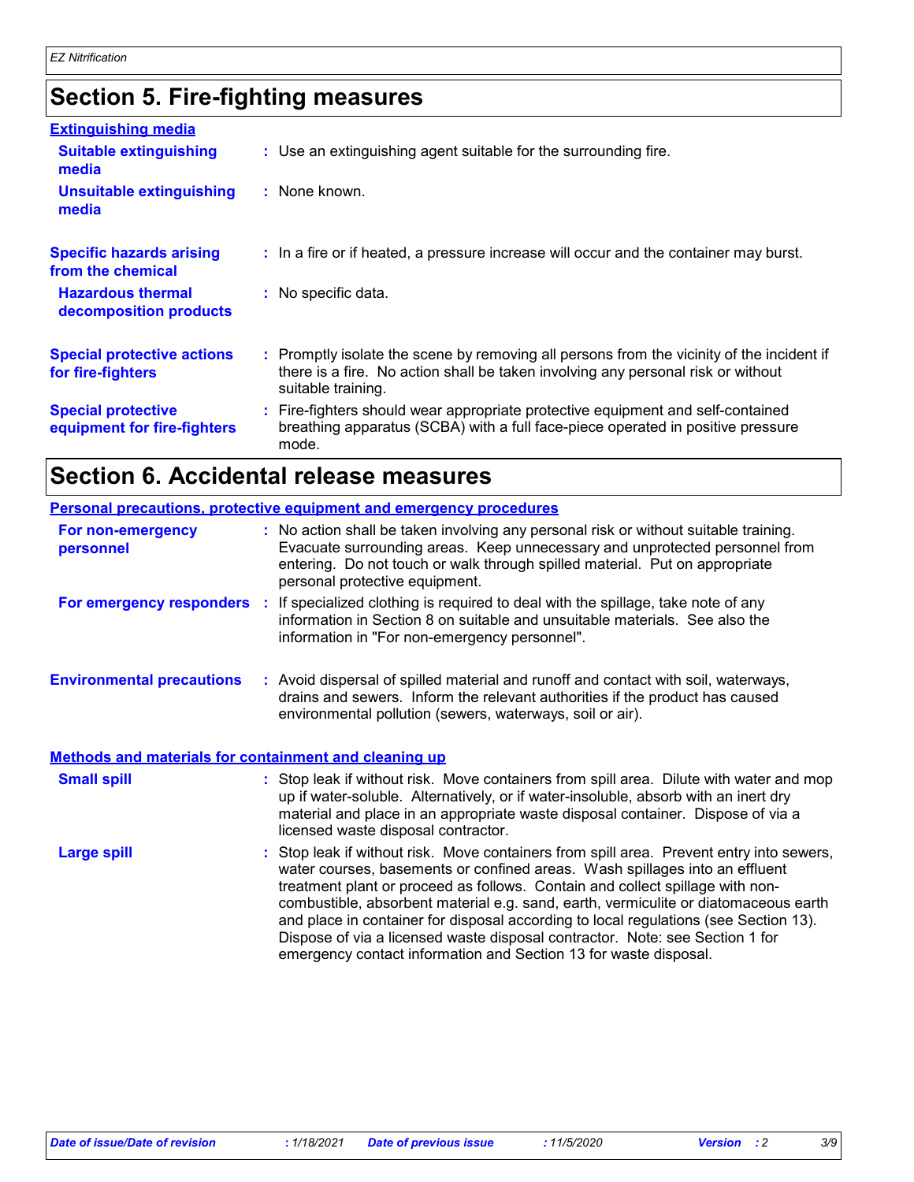# Section 5. Fire-fighting measures

### Extinguishing media

**Suitable extinguishing media** : Use an extinguishing agent suitable for the surrounding fire.

**Unsuitable extinguishing media** : None known.

**Specific hazards arising from the chemical** : In a fire or if heated, a pressure increase will occur and the container may burst.

**Hazardous thermal decomposition products** : No specific data.

**Special protective actions for fire-fighters** : Promptly isolate the scene by removing all persons from the vicinity of the incident if there is a fire. No action shall be taken involving any personal risk or without suitable training.

**Special protective equipment for fire-fighters** : Fire-fighters should wear appropriate protective equipment and self-contained breathing apparatus (SCBA) with a full face-piece operated in positive pressure mode.

# Section 6. Accidental release measures

### Personal precautions, protective equipment and emergency procedures

**For non-emergency personnel** : No action shall be taken involving any personal risk or without suitable training. Evacuate surrounding areas. Keep unnecessary and unprotected personnel from entering. Do not touch or walk through spilled material. Put on appropriate personal protective equipment.

**For emergency responders** : If specialized clothing is required to deal with the spillage, take note of any information in Section 8 on suitable and unsuitable materials. See also the information in "For non-emergency personnel".

**Environmental precautions** : Avoid dispersal of spilled material and runoff and contact with soil, waterways, drains and sewers. Inform the relevant authorities if the product has caused environmental pollution (sewers, waterways, soil or air).

### Methods and materials for containment and cleaning up

**Small spill** : Stop leak if without risk. Move containers from spill area. Dilute with water and mop up if water-soluble. Alternatively, or if water-insoluble, absorb with an inert dry material and place in an appropriate waste disposal container. Dispose of via a licensed waste disposal contractor.

**Large spill** : Stop leak if without risk. Move containers from spill area. Prevent entry into sewers, water courses, basements or confined areas. Wash spillages into an effluent treatment plant or proceed as follows. Contain and collect spillage with non-combustible, absorbent material e.g. sand, earth, vermiculite or diatomaceous earth and place in container for disposal according to local regulations (see Section 13). Dispose of via a licensed waste disposal contractor. Note: see Section 1 for emergency contact information and Section 13 for waste disposal.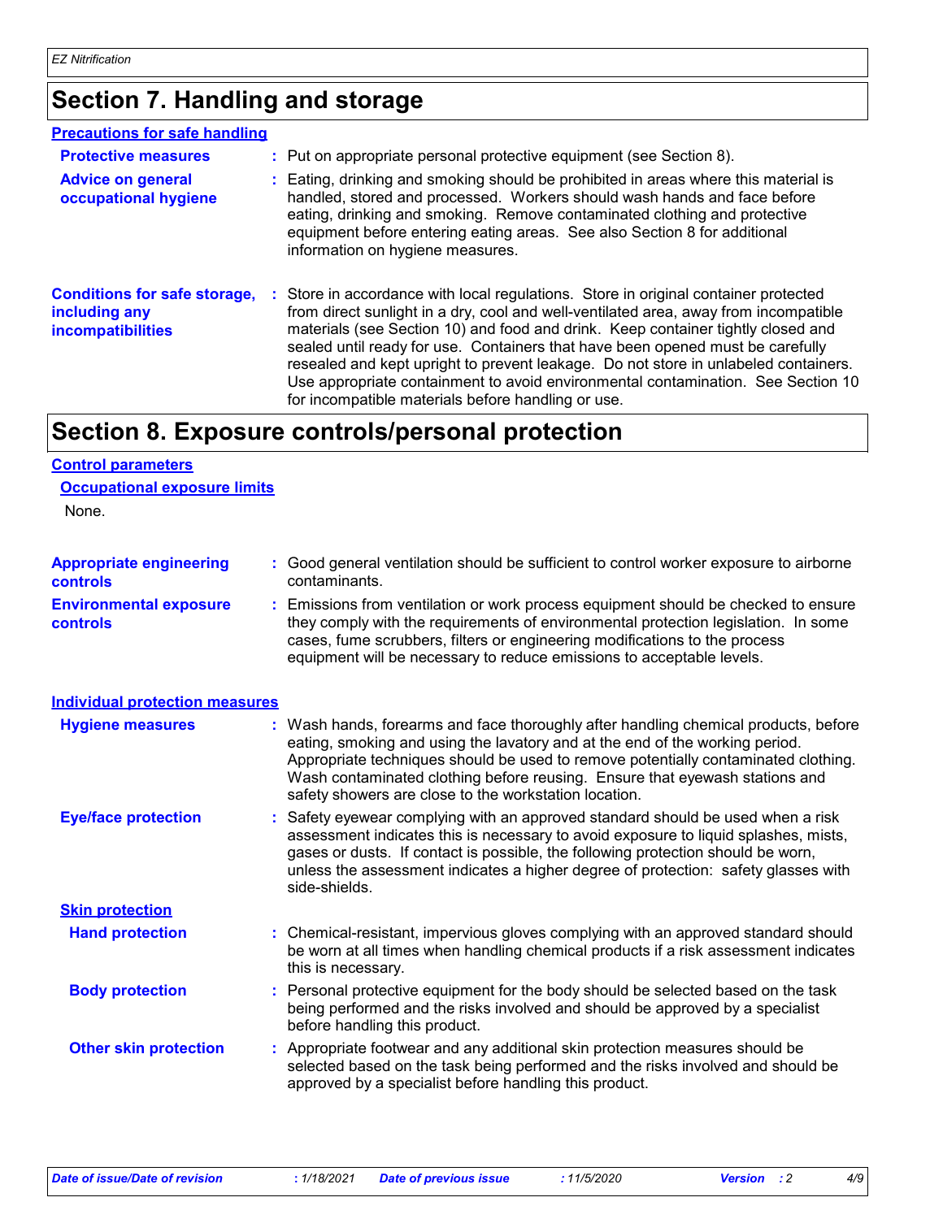# Section 7. Handling and storage

## Precautions for safe handling

**Protective measures** : Put on appropriate personal protective equipment (see Section 8).

**Advice on general occupational hygiene** : Eating, drinking and smoking should be prohibited in areas where this material is handled, stored and processed. Workers should wash hands and face before eating, drinking and smoking. Remove contaminated clothing and protective equipment before entering eating areas. See also Section 8 for additional information on hygiene measures.

**Conditions for safe storage, including any incompatibilities** : Store in accordance with local regulations. Store in original container protected from direct sunlight in a dry, cool and well-ventilated area, away from incompatible materials (see Section 10) and food and drink. Keep container tightly closed and sealed until ready for use. Containers that have been opened must be carefully resealed and kept upright to prevent leakage. Do not store in unlabeled containers. Use appropriate containment to avoid environmental contamination. See Section 10 for incompatible materials before handling or use.

# Section 8. Exposure controls/personal protection

## Control parameters

### Occupational exposure limits

None.

**Appropriate engineering controls** : Good general ventilation should be sufficient to control worker exposure to airborne contaminants.

**Environmental exposure controls** : Emissions from ventilation or work process equipment should be checked to ensure they comply with the requirements of environmental protection legislation. In some cases, fume scrubbers, filters or engineering modifications to the process equipment will be necessary to reduce emissions to acceptable levels.

## Individual protection measures

**Hygiene measures** : Wash hands, forearms and face thoroughly after handling chemical products, before eating, smoking and using the lavatory and at the end of the working period. Appropriate techniques should be used to remove potentially contaminated clothing. Wash contaminated clothing before reusing. Ensure that eyewash stations and safety showers are close to the workstation location.

**Eye/face protection** : Safety eyewear complying with an approved standard should be used when a risk assessment indicates this is necessary to avoid exposure to liquid splashes, mists, gases or dusts. If contact is possible, the following protection should be worn, unless the assessment indicates a higher degree of protection: safety glasses with side-shields.

### Skin protection

**Hand protection** : Chemical-resistant, impervious gloves complying with an approved standard should be worn at all times when handling chemical products if a risk assessment indicates this is necessary.

**Body protection** : Personal protective equipment for the body should be selected based on the task being performed and the risks involved and should be approved by a specialist before handling this product.

**Other skin protection** : Appropriate footwear and any additional skin protection measures should be selected based on the task being performed and the risks involved and should be approved by a specialist before handling this product.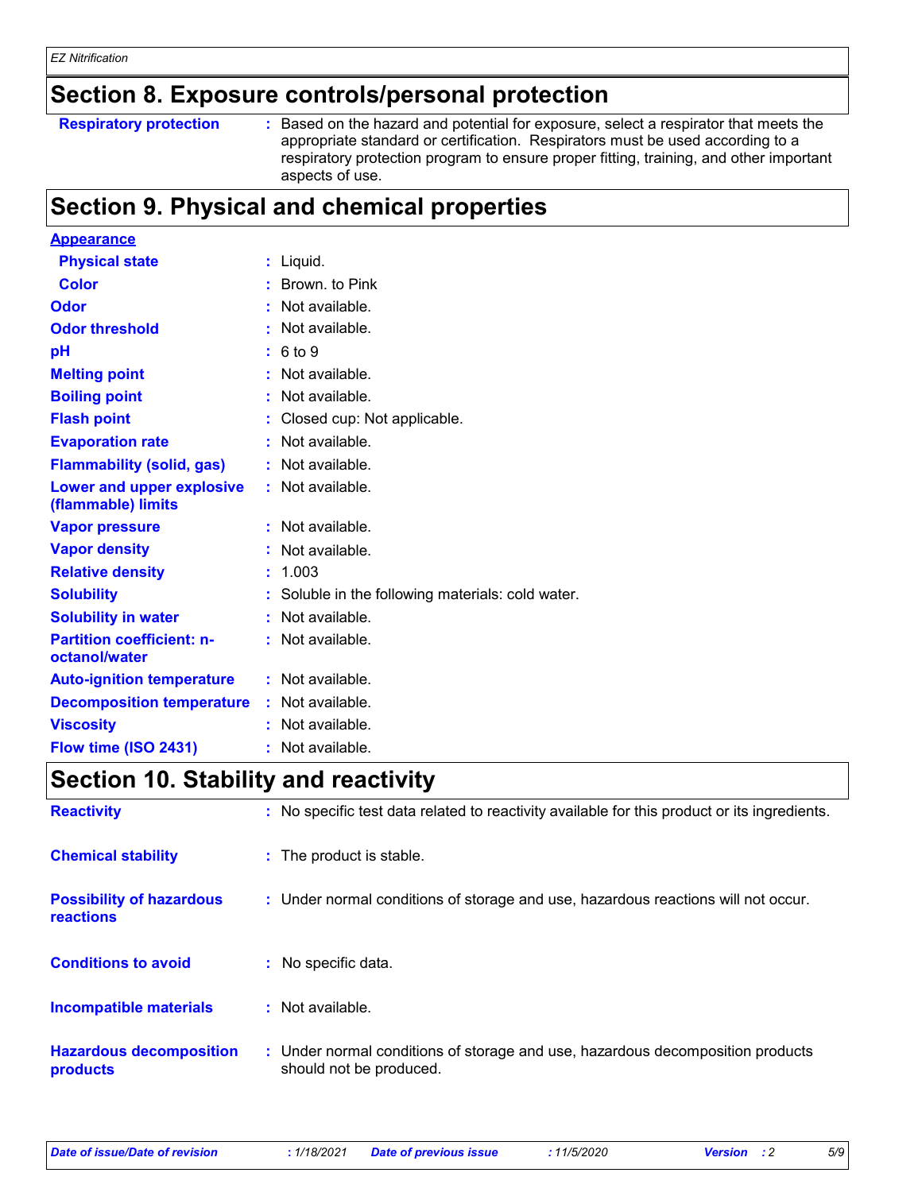## Section 8. Exposure controls/personal protection

| | |
|---|---|
| **Respiratory protection** | : Based on the hazard and potential for exposure, select a respirator that meets the appropriate standard or certification. Respirators must be used according to a respiratory protection program to ensure proper fitting, training, and other important aspects of use. |

## Section 9. Physical and chemical properties

**Appearance**

| | |
|---|---|
| **Physical state** | : Liquid. |
| **Color** | : Brown. to Pink |
| **Odor** | : Not available. |
| **Odor threshold** | : Not available. |
| **pH** | : 6 to 9 |
| **Melting point** | : Not available. |
| **Boiling point** | : Not available. |
| **Flash point** | : Closed cup: Not applicable. |
| **Evaporation rate** | : Not available. |
| **Flammability (solid, gas)** | : Not available. |
| **Lower and upper explosive (flammable) limits** | : Not available. |
| **Vapor pressure** | : Not available. |
| **Vapor density** | : Not available. |
| **Relative density** | : 1.003 |
| **Solubility** | : Soluble in the following materials: cold water. |
| **Solubility in water** | : Not available. |
| **Partition coefficient: n-octanol/water** | : Not available. |
| **Auto-ignition temperature** | : Not available. |
| **Decomposition temperature** | : Not available. |
| **Viscosity** | : Not available. |
| **Flow time (ISO 2431)** | : Not available. |

## Section 10. Stability and reactivity

| | |
|---|---|
| **Reactivity** | : No specific test data related to reactivity available for this product or its ingredients. |
| **Chemical stability** | : The product is stable. |
| **Possibility of hazardous reactions** | : Under normal conditions of storage and use, hazardous reactions will not occur. |
| **Conditions to avoid** | : No specific data. |
| **Incompatible materials** | : Not available. |
| **Hazardous decomposition products** | : Under normal conditions of storage and use, hazardous decomposition products should not be produced. |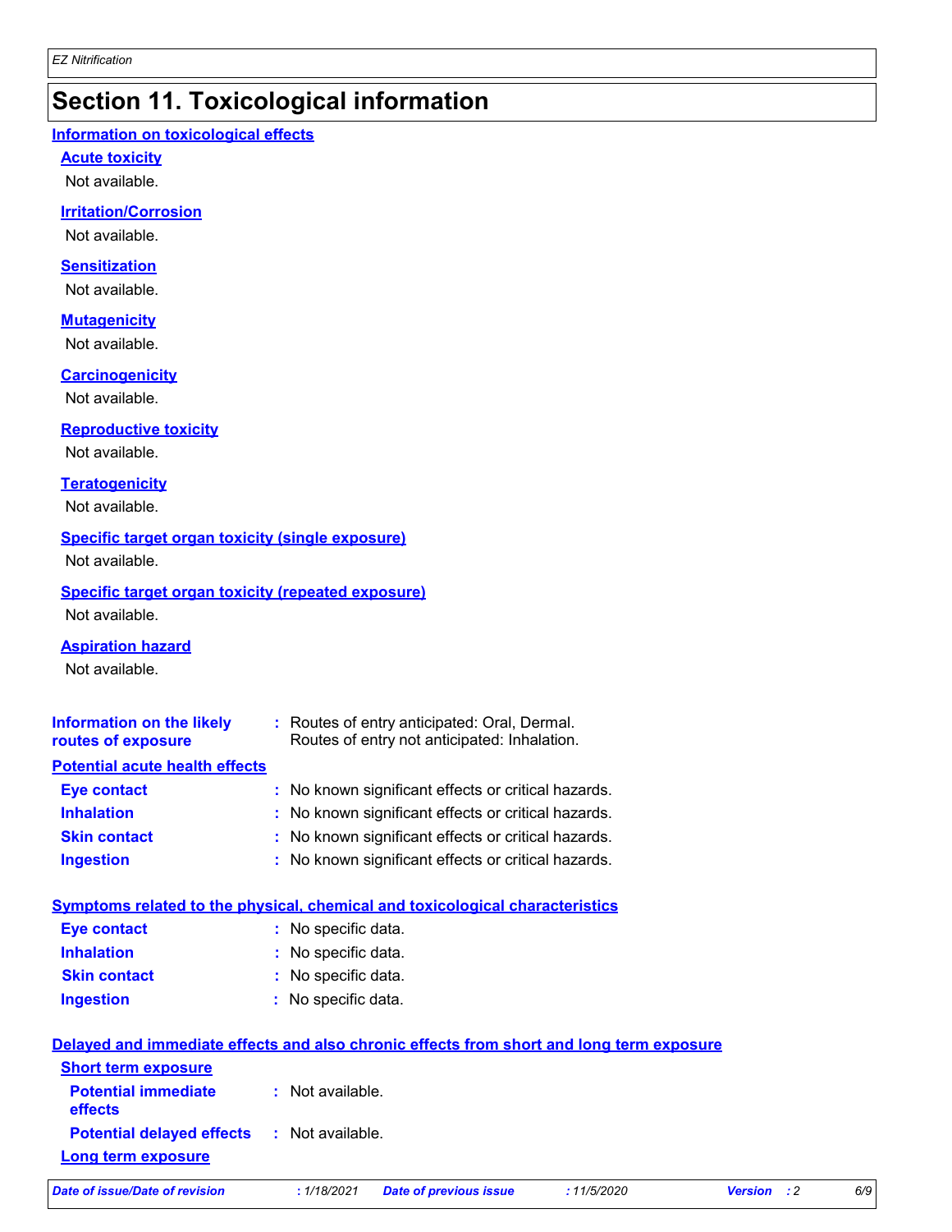# Section 11. Toxicological information

## Information on toxicological effects

### Acute toxicity

Not available.

### Irritation/Corrosion

Not available.

### Sensitization

Not available.

### Mutagenicity

Not available.

### Carcinogenicity

Not available.

### Reproductive toxicity

Not available.

### Teratogenicity

Not available.

### Specific target organ toxicity (single exposure)

Not available.

### Specific target organ toxicity (repeated exposure)

Not available.

### Aspiration hazard

Not available.

**Information on the likely routes of exposure** : Routes of entry anticipated: Oral, Dermal.
Routes of entry not anticipated: Inhalation.

## Potential acute health effects

**Eye contact** : No known significant effects or critical hazards.

**Inhalation** : No known significant effects or critical hazards.

**Skin contact** : No known significant effects or critical hazards.

**Ingestion** : No known significant effects or critical hazards.

## Symptoms related to the physical, chemical and toxicological characteristics

**Eye contact** : No specific data.

**Inhalation** : No specific data.

**Skin contact** : No specific data.

**Ingestion** : No specific data.

## Delayed and immediate effects and also chronic effects from short and long term exposure

### Short term exposure

**Potential immediate effects** : Not available.

**Potential delayed effects** : Not available.

### Long term exposure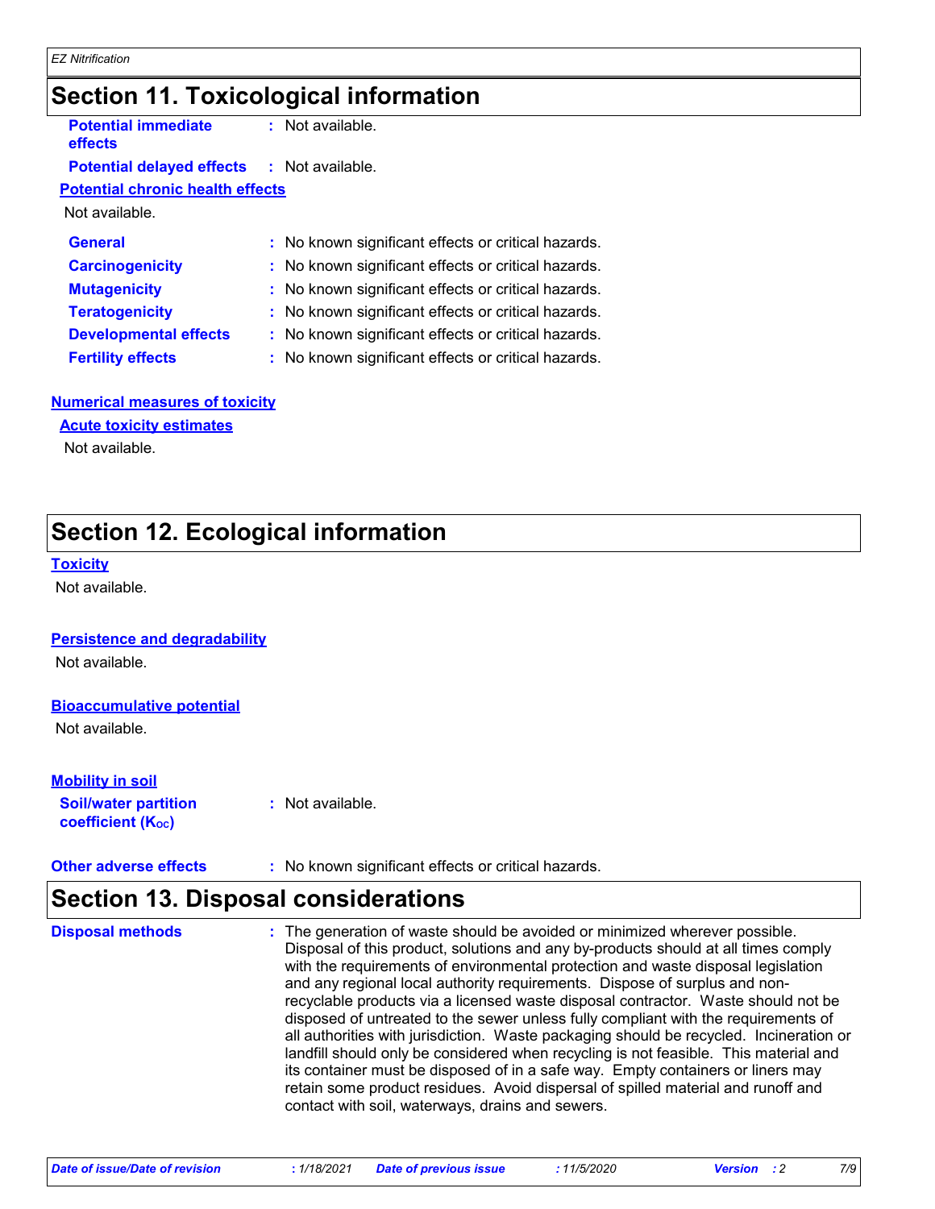# Section 11. Toxicological information

**Potential immediate effects** : Not available.

**Potential delayed effects** : Not available.

**Potential chronic health effects**

Not available.

**General** : No known significant effects or critical hazards.

**Carcinogenicity** : No known significant effects or critical hazards.

**Mutagenicity** : No known significant effects or critical hazards.

**Teratogenicity** : No known significant effects or critical hazards.

**Developmental effects** : No known significant effects or critical hazards.

**Fertility effects** : No known significant effects or critical hazards.

**Numerical measures of toxicity**

**Acute toxicity estimates**

Not available.

# Section 12. Ecological information

**Toxicity**

Not available.

**Persistence and degradability**

Not available.

**Bioaccumulative potential**

Not available.

**Mobility in soil**

**Soil/water partition coefficient ($K_{OC}$)** : Not available.

**Other adverse effects** : No known significant effects or critical hazards.

# Section 13. Disposal considerations

**Disposal methods** : The generation of waste should be avoided or minimized wherever possible. Disposal of this product, solutions and any by-products should at all times comply with the requirements of environmental protection and waste disposal legislation and any regional local authority requirements. Dispose of surplus and non-recyclable products via a licensed waste disposal contractor. Waste should not be disposed of untreated to the sewer unless fully compliant with the requirements of all authorities with jurisdiction. Waste packaging should be recycled. Incineration or landfill should only be considered when recycling is not feasible. This material and its container must be disposed of in a safe way. Empty containers or liners may retain some product residues. Avoid dispersal of spilled material and runoff and contact with soil, waterways, drains and sewers.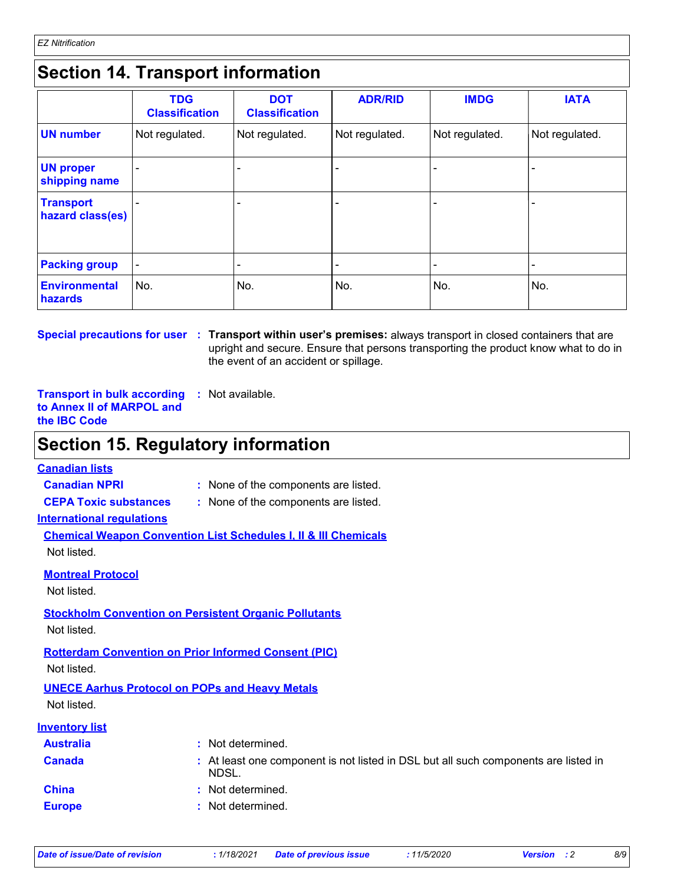# Section 14. Transport information

| | TDG Classification | DOT Classification | ADR/RID | IMDG | IATA |
|---|---|---|---|---|---|
| **UN number** | Not regulated. | Not regulated. | Not regulated. | Not regulated. | Not regulated. |
| **UN proper shipping name** | - | - | - | - | - |
| **Transport hazard class(es)** | - | - | - | - | - |
| **Packing group** | - | - | - | - | - |
| **Environmental hazards** | No. | No. | No. | No. | No. |

**Special precautions for user** : **Transport within user's premises:** always transport in closed containers that are upright and secure. Ensure that persons transporting the product know what to do in the event of an accident or spillage.

**Transport in bulk according to Annex II of MARPOL and the IBC Code** : Not available.

# Section 15. Regulatory information

**Canadian lists**

**Canadian NPRI** : None of the components are listed.

**CEPA Toxic substances** : None of the components are listed.

**International regulations**

**Chemical Weapon Convention List Schedules I, II & III Chemicals**

Not listed.

**Montreal Protocol**

Not listed.

**Stockholm Convention on Persistent Organic Pollutants**

Not listed.

**Rotterdam Convention on Prior Informed Consent (PIC)**

Not listed.

**UNECE Aarhus Protocol on POPs and Heavy Metals**

Not listed.

**Inventory list**

**Australia** : Not determined.

**Canada** : At least one component is not listed in DSL but all such components are listed in NDSL.

**China** : Not determined.

**Europe** : Not determined.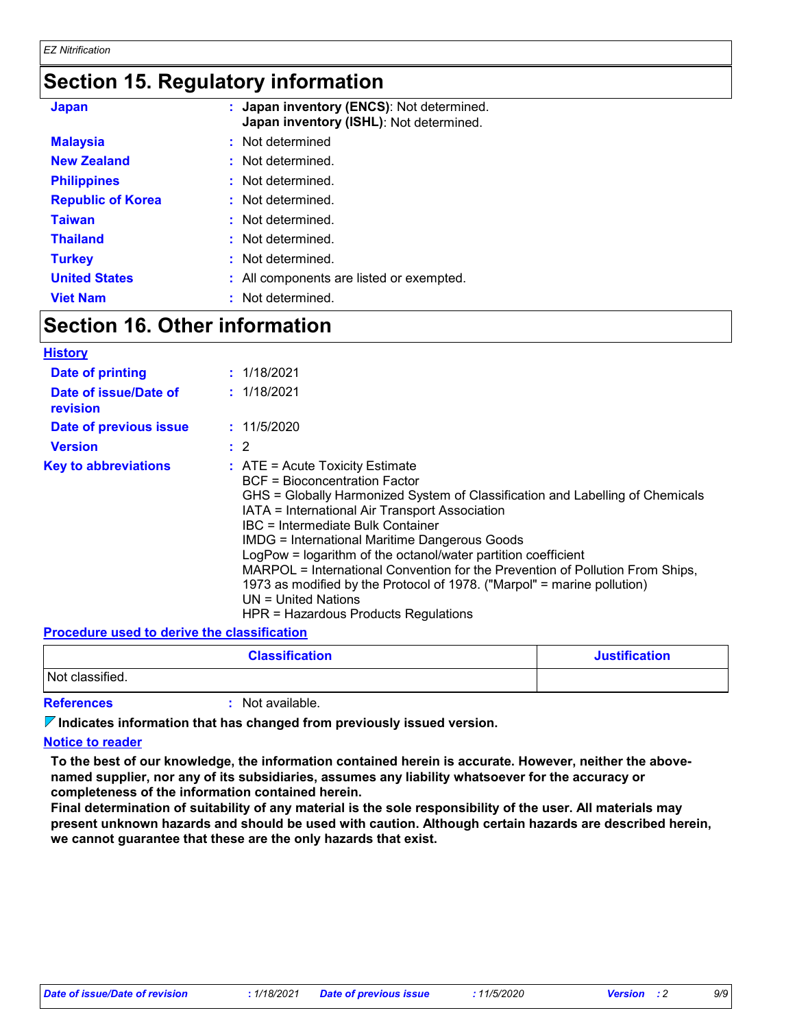# Section 15. Regulatory information

**Japan** : **Japan inventory (ENCS)**: Not determined.
**Japan inventory (ISHL)**: Not determined.

**Malaysia** : Not determined

**New Zealand** : Not determined.

**Philippines** : Not determined.

**Republic of Korea** : Not determined.

**Taiwan** : Not determined.

**Thailand** : Not determined.

**Turkey** : Not determined.

**United States** : All components are listed or exempted.

**Viet Nam** : Not determined.

# Section 16. Other information

## History

**Date of printing** : 1/18/2021

**Date of issue/Date of revision** : 1/18/2021

**Date of previous issue** : 11/5/2020

**Version** : 2

**Key to abbreviations** :
ATE = Acute Toxicity Estimate
BCF = Bioconcentration Factor
GHS = Globally Harmonized System of Classification and Labelling of Chemicals
IATA = International Air Transport Association
IBC = Intermediate Bulk Container
IMDG = International Maritime Dangerous Goods
LogPow = logarithm of the octanol/water partition coefficient
MARPOL = International Convention for the Prevention of Pollution From Ships, 1973 as modified by the Protocol of 1978. ("Marpol" = marine pollution)
UN = United Nations
HPR = Hazardous Products Regulations

## Procedure used to derive the classification

| Classification | Justification |
| --- | --- |
| Not classified. | |

**References** : Not available.

**Indicates information that has changed from previously issued version.**

## Notice to reader

**To the best of our knowledge, the information contained herein is accurate. However, neither the above-named supplier, nor any of its subsidiaries, assumes any liability whatsoever for the accuracy or completeness of the information contained herein.**
**Final determination of suitability of any material is the sole responsibility of the user. All materials may present unknown hazards and should be used with caution. Although certain hazards are described herein, we cannot guarantee that these are the only hazards that exist.**